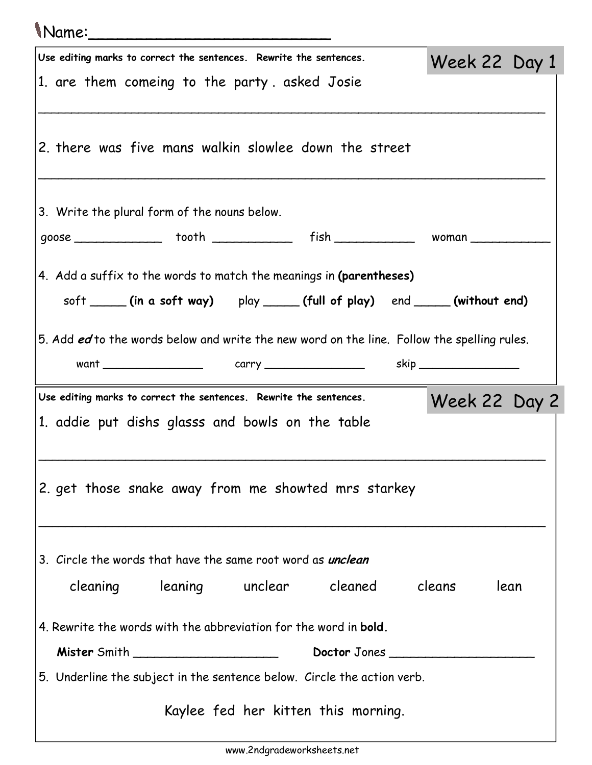Name:________________________

Use editing marks to correct the sentences. Rewrite the sentences.

## Week 22 Day 1

1. are them comeing to the party . asked Josie

______________________________________________________________

2. there was five mans walkin slowlee down the street

______________________________________________________________

3. Write the plural form of the nouns below.

goose ___________ tooth ___________ fish ___________ woman ___________

4. Add a suffix to the words to match the meanings in **(parentheses)**

soft _____ **(in a soft way)** play _____ **(full of play)** end _____ **(without end)**

5. Add ***ed*** to the words below and write the new word on the line. Follow the spelling rules.

want _______________ carry _______________ skip _______________

Use editing marks to correct the sentences. Rewrite the sentences.

## Week 22 Day 2

1. addie put dishs glasss and bowls on the table

______________________________________________________________

2. get those snake away from me showted mrs starkey

______________________________________________________________

3. Circle the words that have the same root word as ***unclean***

cleaning leaning unclear cleaned cleans lean

4. Rewrite the words with the abbreviation for the word in **bold.**

**Mister** Smith ____________________ **Doctor** Jones ____________________

5. Underline the subject in the sentence below. Circle the action verb.

Kaylee fed her kitten this morning.

www.2ndgradeworksheets.net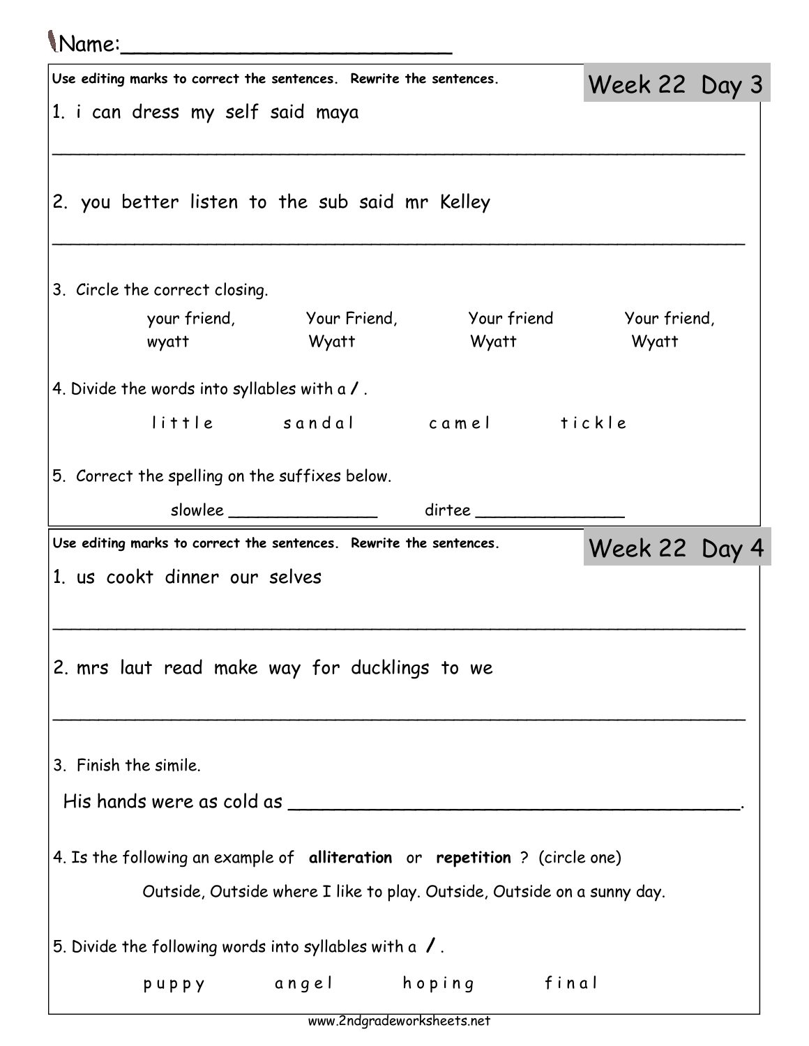Name:_________________________

## Week 22 Day 3

**Use editing marks to correct the sentences. Rewrite the sentences.**

1. i can dress my self said maya

_______________________________________________________________

2. you better listen to the sub said mr Kelley

_______________________________________________________________

3. Circle the correct closing.

| your friend, | Your Friend, | Your friend | Your friend, |
|---|---|---|---|
| wyatt | Wyatt | Wyatt | Wyatt |

4. Divide the words into syllables with a / .

l i t t l e     s a n d a l     c a m e l     t i c k l e

5. Correct the spelling on the suffixes below.

slowlee _______________     dirtee _______________

## Week 22 Day 4

**Use editing marks to correct the sentences. Rewrite the sentences.**

1. us cookt dinner our selves

_______________________________________________________________

2. mrs laut read make way for ducklings to we

_______________________________________________________________

3. Finish the simile.

His hands were as cold as ________________________________________.

4. Is the following an example of **alliteration** or **repetition** ? (circle one)

Outside, Outside where I like to play. Outside, Outside on a sunny day.

5. Divide the following words into syllables with a / .

p u p p y     a n g e l     h o p i n g     f i n a l

www.2ndgradeworksheets.net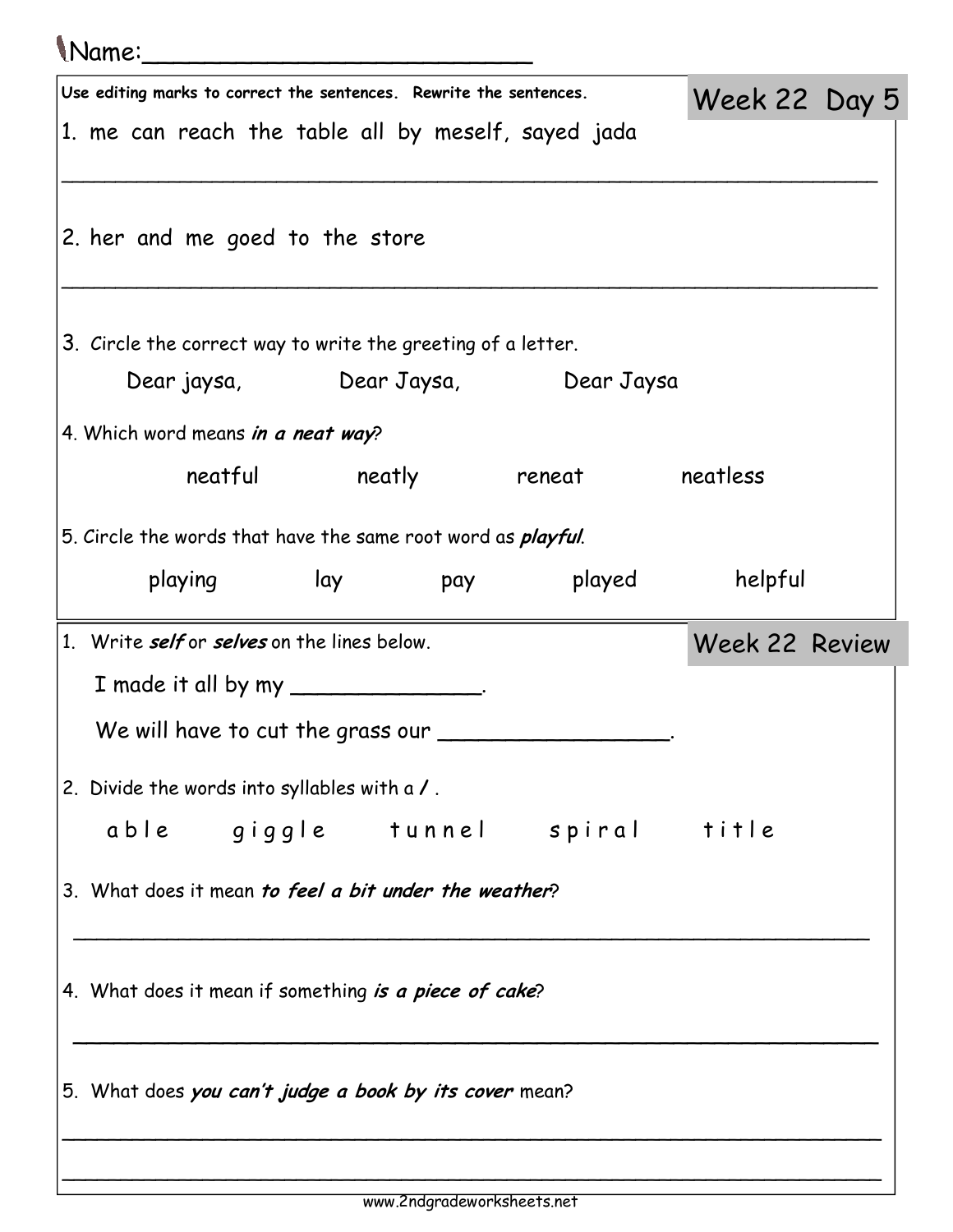Name:_________________________

Use editing marks to correct the sentences. Rewrite the sentences.

## Week 22 Day 5

1. me can reach the table all by meself, sayed jada

_______________________________________________________________

2. her and me goed to the store

_______________________________________________________________

3. Circle the correct way to write the greeting of a letter.

Dear jaysa,     Dear Jaysa,     Dear Jaysa

4. Which word means ***in a neat way***?

neatful     neatly     reneat     neatless

5. Circle the words that have the same root word as ***playful***.

playing     lay     pay     played     helpful

## Week 22 Review

1. Write ***self*** or ***selves*** on the lines below.

I made it all by my ______________.

We will have to cut the grass our _________________.

2. Divide the words into syllables with a **/** .

a b l e     g i g g l e     t u n n e l     s p i r a l     t i t l e

3. What does it mean ***to feel a bit under the weather***?

_______________________________________________________________

4. What does it mean if something ***is a piece of cake***?

_______________________________________________________________

5. What does ***you can't judge a book by its cover*** mean?

_______________________________________________________________

_______________________________________________________________

www.2ndgradeworksheets.net